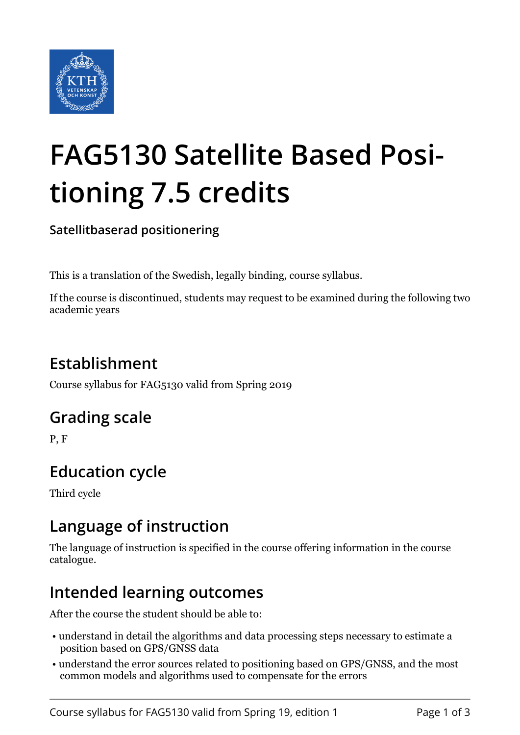# FAG5130 Satellite Based Positioning 7.5 credits

**Satellitbaserad positionering**

This is a translation of the Swedish, legally binding, course syllabus.

If the course is discontinued, students may request to be examined during the following two academic years

## Establishment

Course syllabus for FAG5130 valid from Spring 2019

## Grading scale

P, F

## Education cycle

Third cycle

## Language of instruction

The language of instruction is specified in the course offering information in the course catalogue.

## Intended learning outcomes

After the course the student should be able to:

- understand in detail the algorithms and data processing steps necessary to estimate a position based on GPS/GNSS data
- understand the error sources related to positioning based on GPS/GNSS, and the most common models and algorithms used to compensate for the errors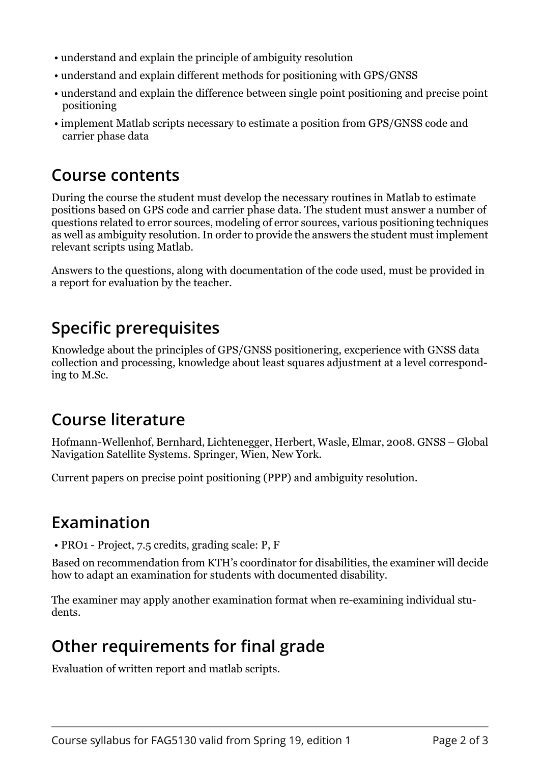- understand and explain the principle of ambiguity resolution
- understand and explain different methods for positioning with GPS/GNSS
- understand and explain the difference between single point positioning and precise point positioning
- implement Matlab scripts necessary to estimate a position from GPS/GNSS code and carrier phase data

## Course contents

During the course the student must develop the necessary routines in Matlab to estimate positions based on GPS code and carrier phase data. The student must answer a number of questions related to error sources, modeling of error sources, various positioning techniques as well as ambiguity resolution. In order to provide the answers the student must implement relevant scripts using Matlab.

Answers to the questions, along with documentation of the code used, must be provided in a report for evaluation by the teacher.

## Specific prerequisites

Knowledge about the principles of GPS/GNSS positionering, excperience with GNSS data collection and processing, knowledge about least squares adjustment at a level corresponding to M.Sc.

## Course literature

Hofmann-Wellenhof, Bernhard, Lichtenegger, Herbert, Wasle, Elmar, 2008. GNSS – Global Navigation Satellite Systems. Springer, Wien, New York.

Current papers on precise point positioning (PPP) and ambiguity resolution.

## Examination

- PRO1 - Project, 7.5 credits, grading scale: P, F

Based on recommendation from KTH's coordinator for disabilities, the examiner will decide how to adapt an examination for students with documented disability.

The examiner may apply another examination format when re-examining individual students.

## Other requirements for final grade

Evaluation of written report and matlab scripts.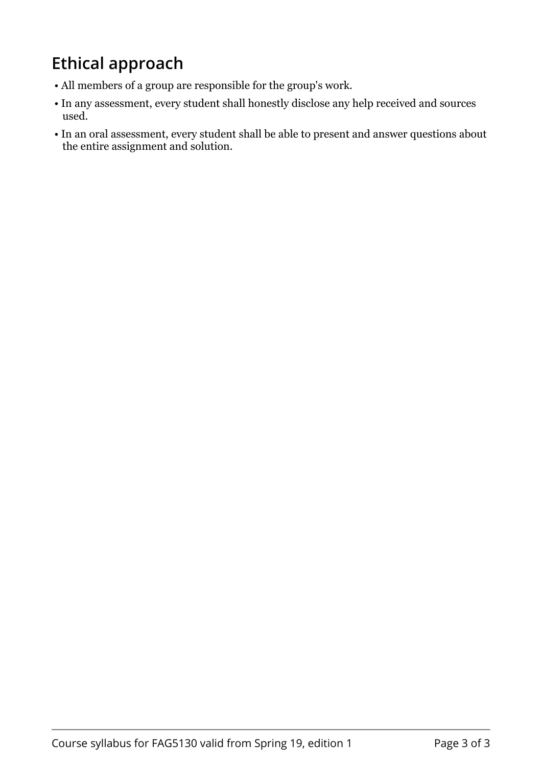## Ethical approach

- All members of a group are responsible for the group's work.
- In any assessment, every student shall honestly disclose any help received and sources used.
- In an oral assessment, every student shall be able to present and answer questions about the entire assignment and solution.